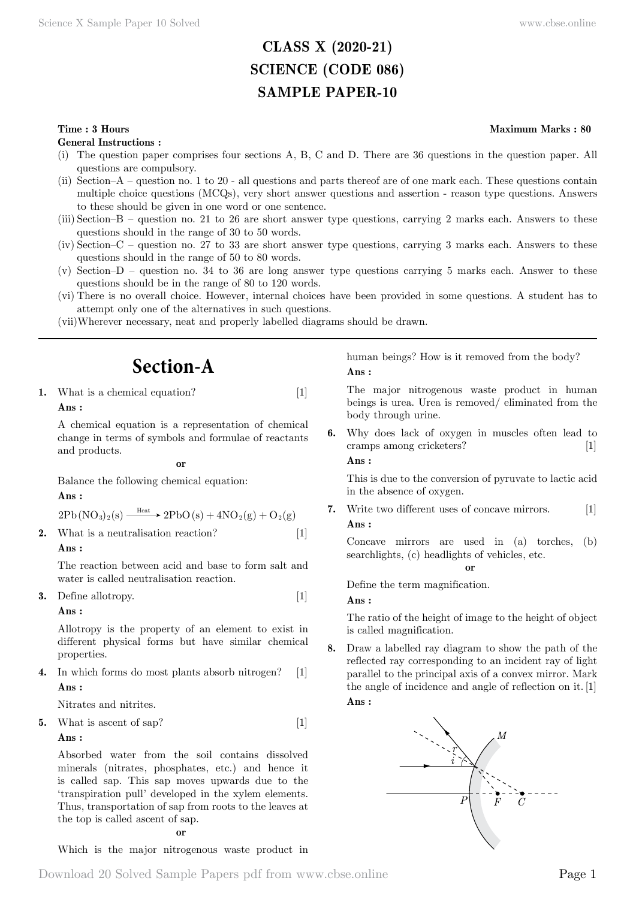# CLASS X (2020-21)
# SCIENCE (CODE 086)
# SAMPLE PAPER-10

**Time : 3 Hours** **Maximum Marks : 80**

**General Instructions :**

(i) The question paper comprises four sections A, B, C and D. There are 36 questions in the question paper. All questions are compulsory.

(ii) Section–A – question no. 1 to 20 - all questions and parts thereof are of one mark each. These questions contain multiple choice questions (MCQs), very short answer questions and assertion - reason type questions. Answers to these should be given in one word or one sentence.

(iii) Section–B – question no. 21 to 26 are short answer type questions, carrying 2 marks each. Answers to these questions should in the range of 30 to 50 words.

(iv) Section–C – question no. 27 to 33 are short answer type questions, carrying 3 marks each. Answers to these questions should in the range of 50 to 80 words.

(v) Section–D – question no. 34 to 36 are long answer type questions carrying 5 marks each. Answer to these questions should be in the range of 80 to 120 words.

(vi) There is no overall choice. However, internal choices have been provided in some questions. A student has to attempt only one of the alternatives in such questions.

(vii) Wherever necessary, neat and properly labelled diagrams should be drawn.

## Section-A

**1.** What is a chemical equation? [1]

**Ans :**

A chemical equation is a representation of chemical change in terms of symbols and formulae of reactants and products.

**or**

Balance the following chemical equation:

**Ans :**

$$2Pb(NO_3)_2(s) \xrightarrow{\text{Heat}} 2PbO(s) + 4NO_2(g) + O_2(g)$$

**2.** What is a neutralisation reaction? [1]

**Ans :**

The reaction between acid and base to form salt and water is called neutralisation reaction.

**3.** Define allotropy. [1]

**Ans :**

Allotropy is the property of an element to exist in different physical forms but have similar chemical properties.

**4.** In which forms do most plants absorb nitrogen? [1]

**Ans :**

Nitrates and nitrites.

**5.** What is ascent of sap? [1]

**Ans :**

Absorbed water from the soil contains dissolved minerals (nitrates, phosphates, etc.) and hence it is called sap. This sap moves upwards due to the 'transpiration pull' developed in the xylem elements. Thus, transportation of sap from roots to the leaves at the top is called ascent of sap.

**or**

Which is the major nitrogenous waste product in human beings? How is it removed from the body?

**Ans :**

The major nitrogenous waste product in human beings is urea. Urea is removed/ eliminated from the body through urine.

**6.** Why does lack of oxygen in muscles often lead to cramps among cricketers? [1]

**Ans :**

This is due to the conversion of pyruvate to lactic acid in the absence of oxygen.

**7.** Write two different uses of concave mirrors. [1]

**Ans :**

Concave mirrors are used in (a) torches, (b) searchlights, (c) headlights of vehicles, etc.

**or**

Define the term magnification.

**Ans :**

The ratio of the height of image to the height of object is called magnification.

**8.** Draw a labelled ray diagram to show the path of the reflected ray corresponding to an incident ray of light parallel to the principal axis of a convex mirror. Mark the angle of incidence and angle of reflection on it. [1]

**Ans :**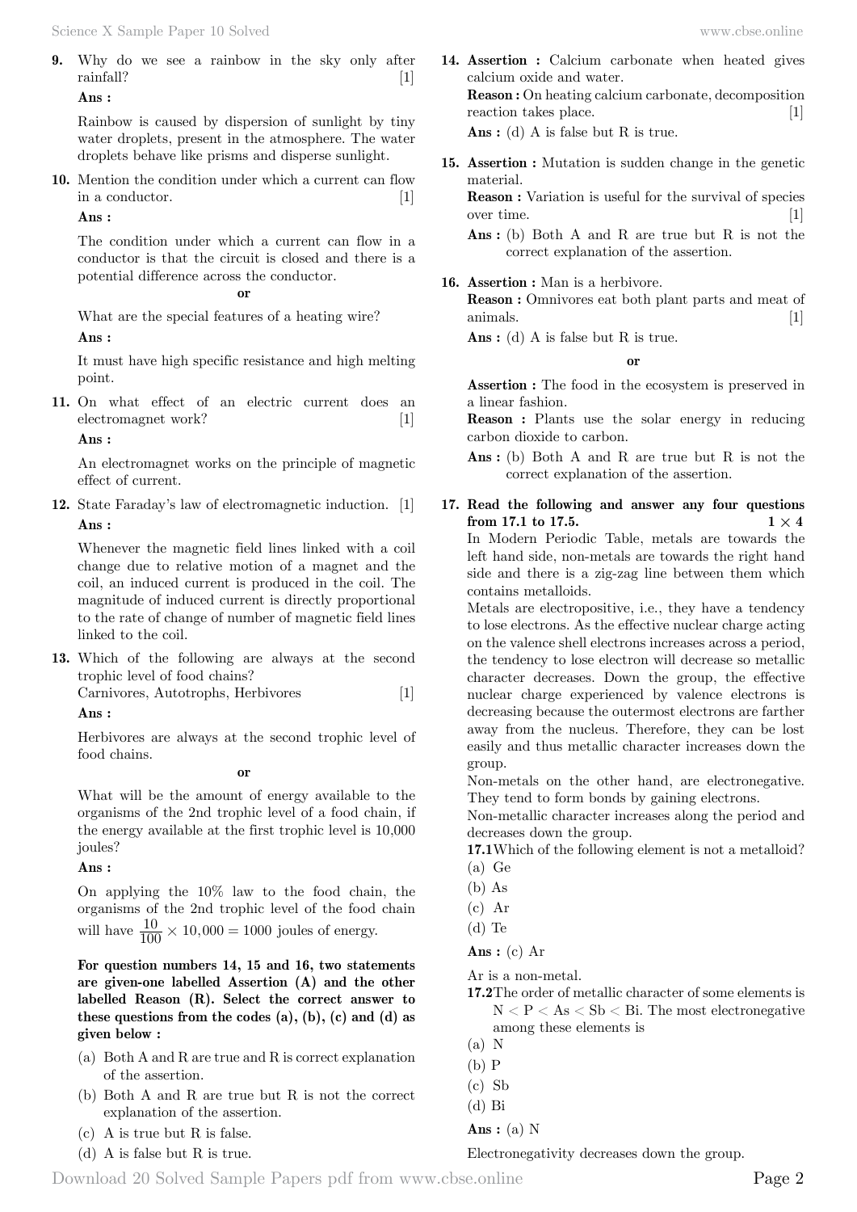**9.** Why do we see a rainbow in the sky only after rainfall? [1]

**Ans :**

Rainbow is caused by dispersion of sunlight by tiny water droplets, present in the atmosphere. The water droplets behave like prisms and disperse sunlight.

**10.** Mention the condition under which a current can flow in a conductor. [1]

**Ans :**

The condition under which a current can flow in a conductor is that the circuit is closed and there is a potential difference across the conductor.

**or**

What are the special features of a heating wire?

**Ans :**

It must have high specific resistance and high melting point.

**11.** On what effect of an electric current does an electromagnet work? [1]

**Ans :**

An electromagnet works on the principle of magnetic effect of current.

**12.** State Faraday's law of electromagnetic induction. [1]

**Ans :**

Whenever the magnetic field lines linked with a coil change due to relative motion of a magnet and the coil, an induced current is produced in the coil. The magnitude of induced current is directly proportional to the rate of change of number of magnetic field lines linked to the coil.

**13.** Which of the following are always at the second trophic level of food chains?
Carnivores, Autotrophs, Herbivores [1]

**Ans :**

Herbivores are always at the second trophic level of food chains.

**or**

What will be the amount of energy available to the organisms of the 2nd trophic level of a food chain, if the energy available at the first trophic level is 10,000 joules?

**Ans :**

On applying the 10% law to the food chain, the organisms of the 2nd trophic level of the food chain will have $\frac{10}{100} \times 10{,}000 = 1000$ joules of energy.

**For question numbers 14, 15 and 16, two statements are given-one labelled Assertion (A) and the other labelled Reason (R). Select the correct answer to these questions from the codes (a), (b), (c) and (d) as given below :**

(a) Both A and R are true and R is correct explanation of the assertion.
(b) Both A and R are true but R is not the correct explanation of the assertion.
(c) A is true but R is false.
(d) A is false but R is true.

**14. Assertion :** Calcium carbonate when heated gives calcium oxide and water.
**Reason :** On heating calcium carbonate, decomposition reaction takes place. [1]

**Ans :** (d) A is false but R is true.

**15. Assertion :** Mutation is sudden change in the genetic material.
**Reason :** Variation is useful for the survival of species over time. [1]

**Ans :** (b) Both A and R are true but R is not the correct explanation of the assertion.

**16. Assertion :** Man is a herbivore.
**Reason :** Omnivores eat both plant parts and meat of animals. [1]

**Ans :** (d) A is false but R is true.

**or**

**Assertion :** The food in the ecosystem is preserved in a linear fashion.
**Reason :** Plants use the solar energy in reducing carbon dioxide to carbon.

**Ans :** (b) Both A and R are true but R is not the correct explanation of the assertion.

**17. Read the following and answer any four questions from 17.1 to 17.5.** $1 \times 4$

In Modern Periodic Table, metals are towards the left hand side, non-metals are towards the right hand side and there is a zig-zag line between them which contains metalloids.

Metals are electropositive, i.e., they have a tendency to lose electrons. As the effective nuclear charge acting on the valence shell electrons increases across a period, the tendency to lose electron will decrease so metallic character decreases. Down the group, the effective nuclear charge experienced by valence electrons is decreasing because the outermost electrons are farther away from the nucleus. Therefore, they can be lost easily and thus metallic character increases down the group.

Non-metals on the other hand, are electronegative. They tend to form bonds by gaining electrons.

Non-metallic character increases along the period and decreases down the group.

**17.1** Which of the following element is not a metalloid?
(a) Ge
(b) As
(c) Ar
(d) Te

**Ans :** (c) Ar

Ar is a non-metal.

**17.2** The order of metallic character of some elements is N < P < As < Sb < Bi. The most electronegative among these elements is
(a) N
(b) P
(c) Sb
(d) Bi

**Ans :** (a) N

Electronegativity decreases down the group.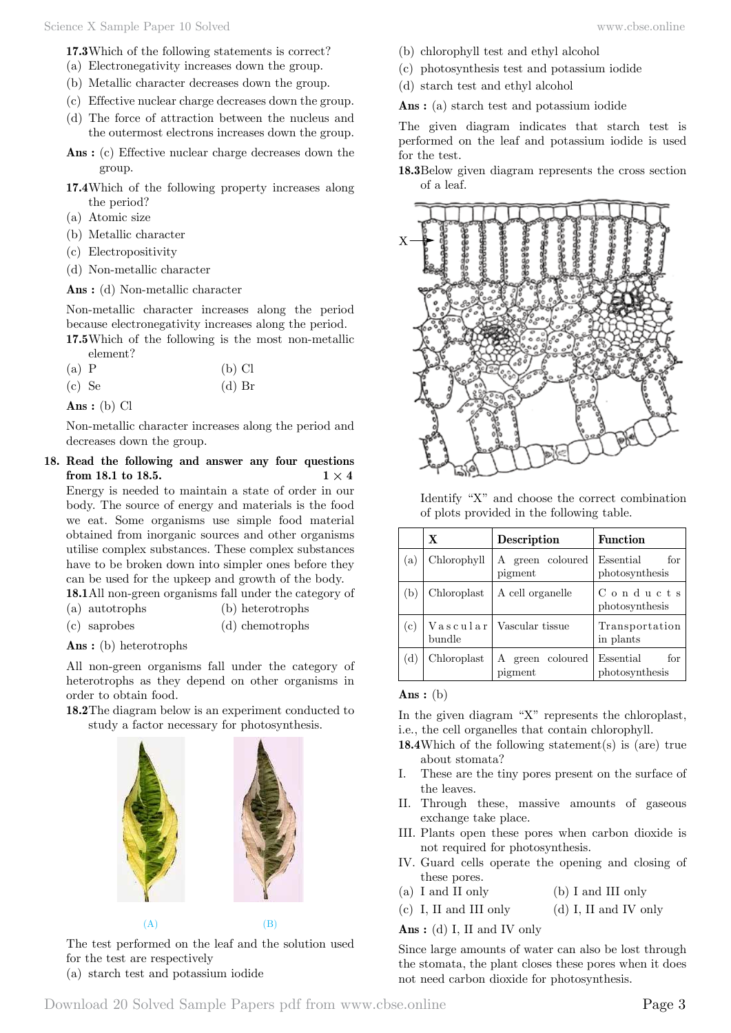**17.3** Which of the following statements is correct?

(a) Electronegativity increases down the group.
(b) Metallic character decreases down the group.
(c) Effective nuclear charge decreases down the group.
(d) The force of attraction between the nucleus and the outermost electrons increases down the group.

**Ans :** (c) Effective nuclear charge decreases down the group.

**17.4** Which of the following property increases along the period?

(a) Atomic size
(b) Metallic character
(c) Electropositivity
(d) Non-metallic character

**Ans :** (d) Non-metallic character

Non-metallic character increases along the period because electronegativity increases along the period.

**17.5** Which of the following is the most non-metallic element?

(a) P
(b) Cl
(c) Se
(d) Br

**Ans :** (b) Cl

Non-metallic character increases along the period and decreases down the group.

**18. Read the following and answer any four questions from 18.1 to 18.5.** **1 × 4**

Energy is needed to maintain a state of order in our body. The source of energy and materials is the food we eat. Some organisms use simple food material obtained from inorganic sources and other organisms utilise complex substances. These complex substances have to be broken down into simpler ones before they can be used for the upkeep and growth of the body.

**18.1** All non-green organisms fall under the category of

(a) autotrophs
(b) heterotrophs
(c) saprobes
(d) chemotrophs

**Ans :** (b) heterotrophs

All non-green organisms fall under the category of heterotrophs as they depend on other organisms in order to obtain food.

**18.2** The diagram below is an experiment conducted to study a factor necessary for photosynthesis.

(A) (B)

The test performed on the leaf and the solution used for the test are respectively

(a) starch test and potassium iodide
(b) chlorophyll test and ethyl alcohol
(c) photosynthesis test and potassium iodide
(d) starch test and ethyl alcohol

**Ans :** (a) starch test and potassium iodide

The given diagram indicates that starch test is performed on the leaf and potassium iodide is used for the test.

**18.3** Below given diagram represents the cross section of a leaf.

Identify "X" and choose the correct combination of plots provided in the following table.

| | X | Description | Function |
|---|---|---|---|
| (a) | Chlorophyll | A green coloured pigment | Essential for photosynthesis |
| (b) | Chloroplast | A cell organelle | Conducts photosynthesis |
| (c) | Vascular bundle | Vascular tissue | Transportation in plants |
| (d) | Chloroplast | A green coloured pigment | Essential for photosynthesis |

**Ans :** (b)

In the given diagram "X" represents the chloroplast, i.e., the cell organelles that contain chlorophyll.

**18.4** Which of the following statement(s) is (are) true about stomata?

I. These are the tiny pores present on the surface of the leaves.
II. Through these, massive amounts of gaseous exchange take place.
III. Plants open these pores when carbon dioxide is not required for photosynthesis.
IV. Guard cells operate the opening and closing of these pores.

(a) I and II only
(b) I and III only
(c) I, II and III only
(d) I, II and IV only

**Ans :** (d) I, II and IV only

Since large amounts of water can also be lost through the stomata, the plant closes these pores when it does not need carbon dioxide for photosynthesis.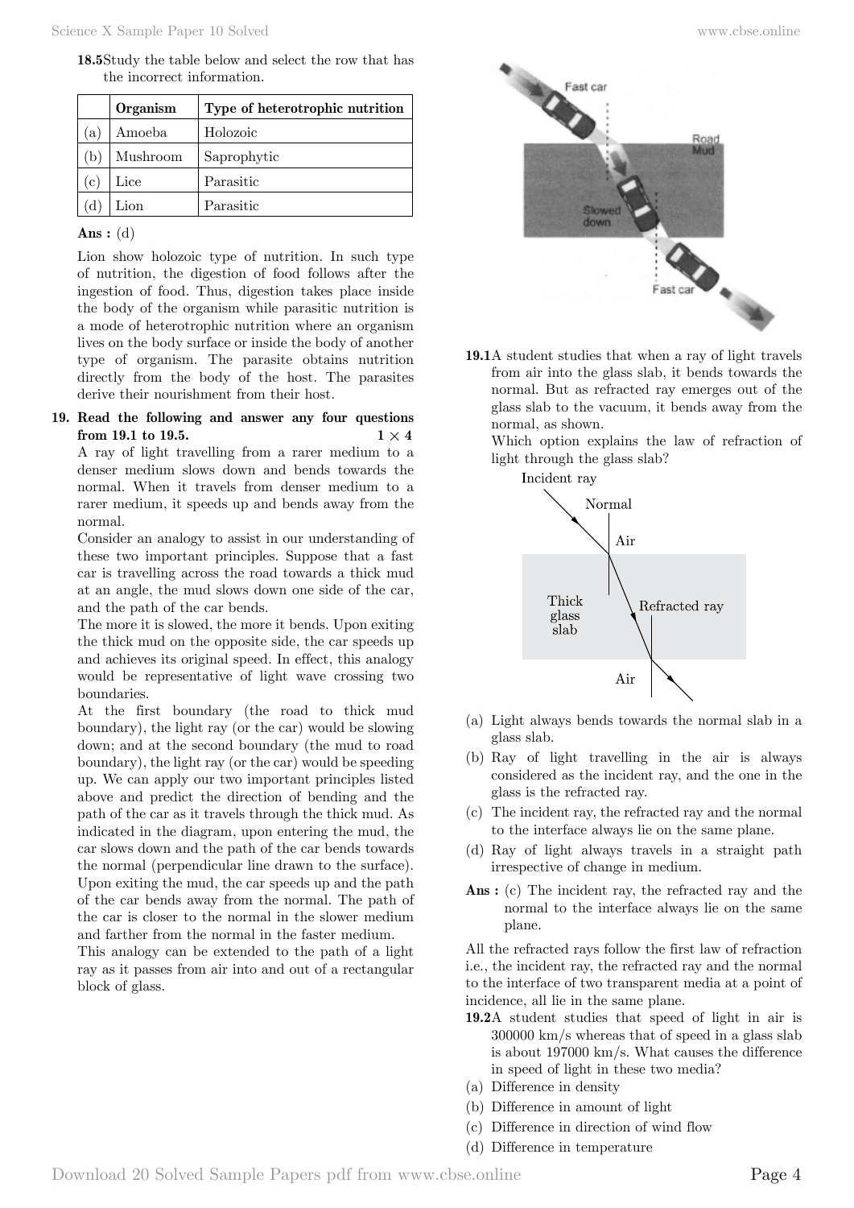**18.5** Study the table below and select the row that has the incorrect information.

| | Organism | Type of heterotrophic nutrition |
|---|---|---|
| (a) | Amoeba | Holozoic |
| (b) | Mushroom | Saprophytic |
| (c) | Lice | Parasitic |
| (d) | Lion | Parasitic |

**Ans :** (d)

Lion show holozoic type of nutrition. In such type of nutrition, the digestion of food follows after the ingestion of food. Thus, digestion takes place inside the body of the organism while parasitic nutrition is a mode of heterotrophic nutrition where an organism lives on the body surface or inside the body of another type of organism. The parasite obtains nutrition directly from the body of the host. The parasites derive their nourishment from their host.

**19. Read the following and answer any four questions from 19.1 to 19.5.** **1 × 4**

A ray of light travelling from a rarer medium to a denser medium slows down and bends towards the normal. When it travels from denser medium to a rarer medium, it speeds up and bends away from the normal.

Consider an analogy to assist in our understanding of these two important principles. Suppose that a fast car is travelling across the road towards a thick mud at an angle, the mud slows down one side of the car, and the path of the car bends.

The more it is slowed, the more it bends. Upon exiting the thick mud on the opposite side, the car speeds up and achieves its original speed. In effect, this analogy would be representative of light wave crossing two boundaries.

At the first boundary (the road to thick mud boundary), the light ray (or the car) would be slowing down; and at the second boundary (the mud to road boundary), the light ray (or the car) would be speeding up. We can apply our two important principles listed above and predict the direction of bending and the path of the car as it travels through the thick mud. As indicated in the diagram, upon entering the mud, the car slows down and the path of the car bends towards the normal (perpendicular line drawn to the surface). Upon exiting the mud, the car speeds up and the path of the car bends away from the normal. The path of the car is closer to the normal in the slower medium and farther from the normal in the faster medium.

This analogy can be extended to the path of a light ray as it passes from air into and out of a rectangular block of glass.

**19.1** A student studies that when a ray of light travels from air into the glass slab, it bends towards the normal. But as refracted ray emerges out of the glass slab to the vacuum, it bends away from the normal, as shown.

Which option explains the law of refraction of light through the glass slab?

(a) Light always bends towards the normal slab in a glass slab.

(b) Ray of light travelling in the air is always considered as the incident ray, and the one in the glass is the refracted ray.

(c) The incident ray, the refracted ray and the normal to the interface always lie on the same plane.

(d) Ray of light always travels in a straight path irrespective of change in medium.

**Ans :** (c) The incident ray, the refracted ray and the normal to the interface always lie on the same plane.

All the refracted rays follow the first law of refraction i.e., the incident ray, the refracted ray and the normal to the interface of two transparent media at a point of incidence, all lie in the same plane.

**19.2** A student studies that speed of light in air is 300000 km/s whereas that of speed in a glass slab is about 197000 km/s. What causes the difference in speed of light in these two media?

(a) Difference in density

(b) Difference in amount of light

(c) Difference in direction of wind flow

(d) Difference in temperature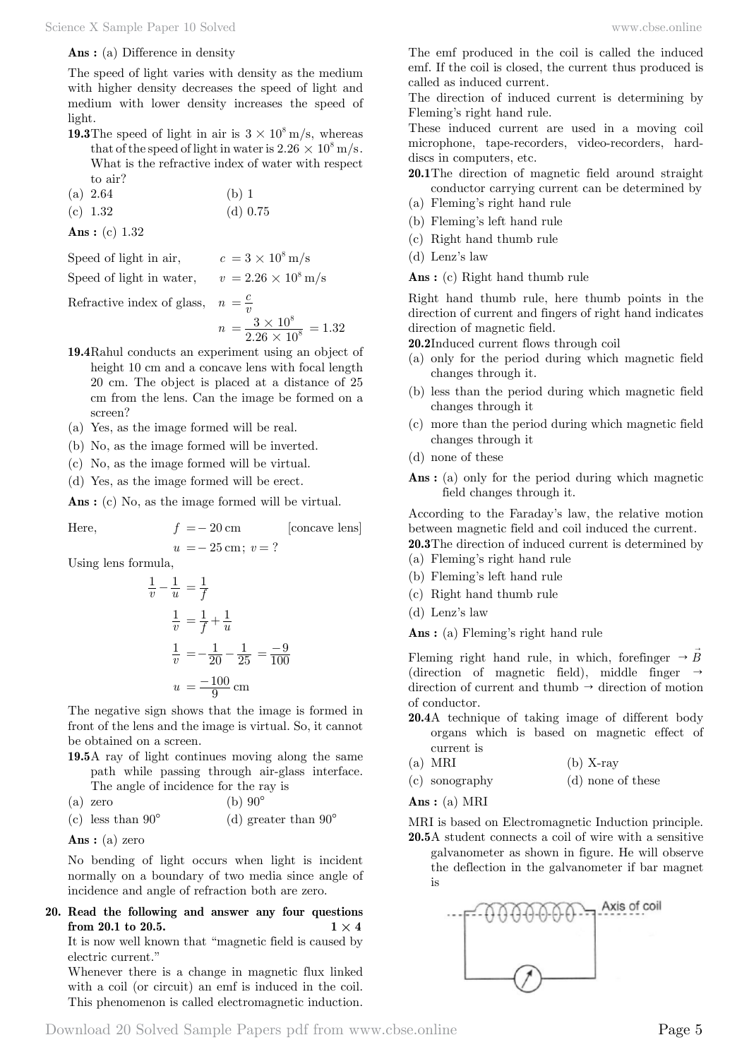**Ans :** (a) Difference in density

The speed of light varies with density as the medium with higher density decreases the speed of light and medium with lower density increases the speed of light.

**19.3** The speed of light in air is $3 \times 10^8$ m/s, whereas that of the speed of light in water is $2.26 \times 10^8$ m/s. What is the refractive index of water with respect to air?

(a) 2.64 (b) 1

(c) 1.32 (d) 0.75

**Ans :** (c) 1.32

Speed of light in air, $c = 3 \times 10^8$ m/s

Speed of light in water, $v = 2.26 \times 10^8$ m/s

Refractive index of glass, $n = \frac{c}{v}$

$$n = \frac{3 \times 10^8}{2.26 \times 10^8} = 1.32$$

**19.4** Rahul conducts an experiment using an object of height 10 cm and a concave lens with focal length 20 cm. The object is placed at a distance of 25 cm from the lens. Can the image be formed on a screen?

(a) Yes, as the image formed will be real.

(b) No, as the image formed will be inverted.

(c) No, as the image formed will be virtual.

(d) Yes, as the image formed will be erect.

**Ans :** (c) No, as the image formed will be virtual.

Here, $f = -20$ cm [concave lens]

$u = -25$ cm; $v = ?$

Using lens formula,

$$\frac{1}{v} - \frac{1}{u} = \frac{1}{f}$$

$$\frac{1}{v} = \frac{1}{f} + \frac{1}{u}$$

$$\frac{1}{v} = -\frac{1}{20} - \frac{1}{25} = \frac{-9}{100}$$

$$u = \frac{-100}{9} \text{ cm}$$

The negative sign shows that the image is formed in front of the lens and the image is virtual. So, it cannot be obtained on a screen.

**19.5** A ray of light continues moving along the same path while passing through air-glass interface. The angle of incidence for the ray is

(a) zero (b) $90°$

(c) less than $90°$ (d) greater than $90°$

**Ans :** (a) zero

No bending of light occurs when light is incident normally on a boundary of two media since angle of incidence and angle of refraction both are zero.

**20. Read the following and answer any four questions from 20.1 to 20.5.** $1 \times 4$

It is now well known that "magnetic field is caused by electric current."

Whenever there is a change in magnetic flux linked with a coil (or circuit) an emf is induced in the coil. This phenomenon is called electromagnetic induction. The emf produced in the coil is called the induced emf. If the coil is closed, the current thus produced is called as induced current.

The direction of induced current is determining by Fleming's right hand rule.

These induced current are used in a moving coil microphone, tape-recorders, video-recorders, hard-discs in computers, etc.

**20.1** The direction of magnetic field around straight conductor carrying current can be determined by

(a) Fleming's right hand rule

(b) Fleming's left hand rule

(c) Right hand thumb rule

(d) Lenz's law

**Ans :** (c) Right hand thumb rule

Right hand thumb rule, here thumb points in the direction of current and fingers of right hand indicates direction of magnetic field.

**20.2** Induced current flows through coil

(a) only for the period during which magnetic field changes through it.

(b) less than the period during which magnetic field changes through it

(c) more than the period during which magnetic field changes through it

(d) none of these

**Ans :** (a) only for the period during which magnetic field changes through it.

According to the Faraday's law, the relative motion between magnetic field and coil induced the current.

**20.3** The direction of induced current is determined by

(a) Fleming's right hand rule

(b) Fleming's left hand rule

(c) Right hand thumb rule

(d) Lenz's law

**Ans :** (a) Fleming's right hand rule

Fleming right hand rule, in which, forefinger $\rightarrow \vec{B}$ (direction of magnetic field), middle finger $\rightarrow$ direction of current and thumb $\rightarrow$ direction of motion of conductor.

**20.4** A technique of taking image of different body organs which is based on magnetic effect of current is

(a) MRI (b) X-ray

(c) sonography (d) none of these

**Ans :** (a) MRI

MRI is based on Electromagnetic Induction principle.

**20.5** A student connects a coil of wire with a sensitive galvanometer as shown in figure. He will observe the deflection in the galvanometer if bar magnet is

Axis of coil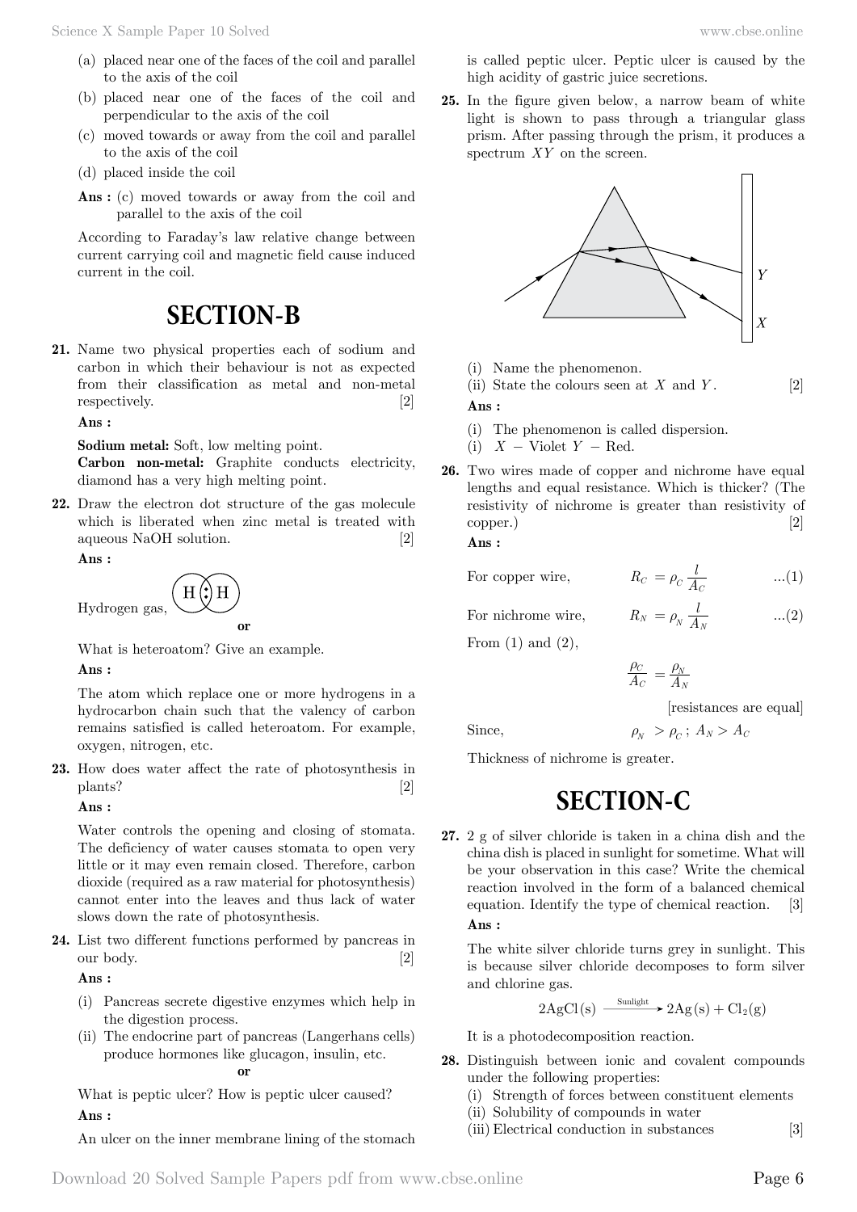(a) placed near one of the faces of the coil and parallel to the axis of the coil

(b) placed near one of the faces of the coil and perpendicular to the axis of the coil

(c) moved towards or away from the coil and parallel to the axis of the coil

(d) placed inside the coil

**Ans :** (c) moved towards or away from the coil and parallel to the axis of the coil

According to Faraday's law relative change between current carrying coil and magnetic field cause induced current in the coil.

# SECTION-B

**21.** Name two physical properties each of sodium and carbon in which their behaviour is not as expected from their classification as metal and non-metal respectively. [2]

**Ans :**

**Sodium metal:** Soft, low melting point.

**Carbon non-metal:** Graphite conducts electricity, diamond has a very high melting point.

**22.** Draw the electron dot structure of the gas molecule which is liberated when zinc metal is treated with aqueous NaOH solution. [2]

**Ans :**

Hydrogen gas, H : H

**or**

What is heteroatom? Give an example.

**Ans :**

The atom which replace one or more hydrogens in a hydrocarbon chain such that the valency of carbon remains satisfied is called heteroatom. For example, oxygen, nitrogen, etc.

**23.** How does water affect the rate of photosynthesis in plants? [2]

**Ans :**

Water controls the opening and closing of stomata. The deficiency of water causes stomata to open very little or it may even remain closed. Therefore, carbon dioxide (required as a raw material for photosynthesis) cannot enter into the leaves and thus lack of water slows down the rate of photosynthesis.

**24.** List two different functions performed by pancreas in our body. [2]

**Ans :**

(i) Pancreas secrete digestive enzymes which help in the digestion process.

(ii) The endocrine part of pancreas (Langerhans cells) produce hormones like glucagon, insulin, etc.

**or**

What is peptic ulcer? How is peptic ulcer caused?

**Ans :**

An ulcer on the inner membrane lining of the stomach is called peptic ulcer. Peptic ulcer is caused by the high acidity of gastric juice secretions.

**25.** In the figure given below, a narrow beam of white light is shown to pass through a triangular glass prism. After passing through the prism, it produces a spectrum $XY$ on the screen.

(i) Name the phenomenon.

(ii) State the colours seen at $X$ and $Y$. [2]

**Ans :**

(i) The phenomenon is called dispersion.

(i) $X$ – Violet $Y$ – Red.

**26.** Two wires made of copper and nichrome have equal lengths and equal resistance. Which is thicker? (The resistivity of nichrome is greater than resistivity of copper.) [2]

**Ans :**

For copper wire, $$R_C = \rho_C \frac{l}{A_C} \quad ...(1)$$

For nichrome wire, $$R_N = \rho_N \frac{l}{A_N} \quad ...(2)$$

From (1) and (2),

$$\frac{\rho_C}{A_C} = \frac{\rho_N}{A_N}$$

[resistances are equal]

Since, $\rho_N > \rho_C$ ; $A_N > A_C$

Thickness of nichrome is greater.

# SECTION-C

**27.** 2 g of silver chloride is taken in a china dish and the china dish is placed in sunlight for sometime. What will be your observation in this case? Write the chemical reaction involved in the form of a balanced chemical equation. Identify the type of chemical reaction. [3]

**Ans :**

The white silver chloride turns grey in sunlight. This is because silver chloride decomposes to form silver and chlorine gas.

$$2AgCl(s) \xrightarrow{\text{Sunlight}} 2Ag(s) + Cl_2(g)$$

It is a photodecomposition reaction.

**28.** Distinguish between ionic and covalent compounds under the following properties:

(i) Strength of forces between constituent elements

(ii) Solubility of compounds in water

(iii) Electrical conduction in substances [3]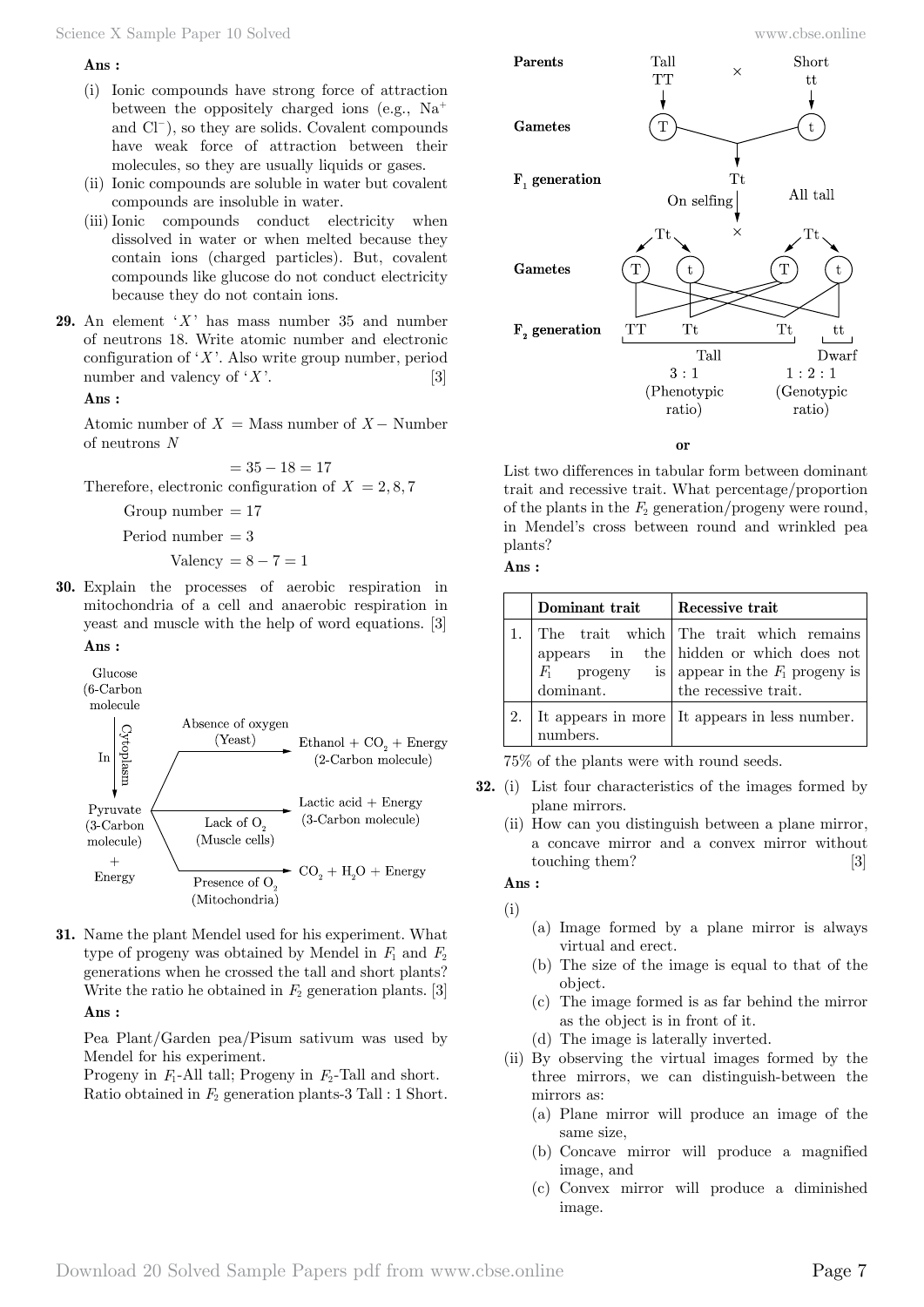**Ans :**

(i) Ionic compounds have strong force of attraction between the oppositely charged ions (e.g., $Na^+$ and $Cl^-$), so they are solids. Covalent compounds have weak force of attraction between their molecules, so they are usually liquids or gases.

(ii) Ionic compounds are soluble in water but covalent compounds are insoluble in water.

(iii) Ionic compounds conduct electricity when dissolved in water or when melted because they contain ions (charged particles). But, covalent compounds like glucose do not conduct electricity because they do not contain ions.

**29.** An element '$X$' has mass number 35 and number of neutrons 18. Write atomic number and electronic configuration of '$X$'. Also write group number, period number and valency of '$X$'. [3]

**Ans :**

Atomic number of $X$ = Mass number of $X$ − Number of neutrons $N$

$$= 35 - 18 = 17$$

Therefore, electronic configuration of $X = 2, 8, 7$

Group number $= 17$

Period number $= 3$

Valency $= 8 - 7 = 1$

**30.** Explain the processes of aerobic respiration in mitochondria of a cell and anaerobic respiration in yeast and muscle with the help of word equations. [3]

**Ans :**

Glucose (6-Carbon molecule) —In Cytoplasm→ Pyruvate (3-Carbon molecule) + Energy

- Absence of oxygen (Yeast) → Ethanol + $CO_2$ + Energy (2-Carbon molecule)
- Lack of $O_2$ (Muscle cells) → Lactic acid + Energy (3-Carbon molecule)
- Presence of $O_2$ (Mitochondria) → $CO_2$ + $H_2O$ + Energy

**31.** Name the plant Mendel used for his experiment. What type of progeny was obtained by Mendel in $F_1$ and $F_2$ generations when he crossed the tall and short plants? Write the ratio he obtained in $F_2$ generation plants. [3]

**Ans :**

Pea Plant/Garden pea/Pisum sativum was used by Mendel for his experiment.
Progeny in $F_1$-All tall; Progeny in $F_2$-Tall and short.
Ratio obtained in $F_2$ generation plants-3 Tall : 1 Short.

**Parents:** Tall TT × Short tt

**Gametes:** T, t

**$F_1$ generation:** Tt — All tall

On selfing: Tt × Tt

**Gametes:** T, t, T, t

**$F_2$ generation:** TT, Tt, Tt (Tall), tt (Dwarf)

3 : 1 (Phenotypic ratio)

1 : 2 : 1 (Genotypic ratio)

**or**

List two differences in tabular form between dominant trait and recessive trait. What percentage/proportion of the plants in the $F_2$ generation/progeny were round, in Mendel's cross between round and wrinkled pea plants?

**Ans :**

| | Dominant trait | Recessive trait |
|---|---|---|
| 1. | The trait which appears in the $F_1$ progeny is dominant. | The trait which remains hidden or which does not appear in the $F_1$ progeny is the recessive trait. |
| 2. | It appears in more numbers. | It appears in less number. |

75% of the plants were with round seeds.

**32.** (i) List four characteristics of the images formed by plane mirrors.

(ii) How can you distinguish between a plane mirror, a concave mirror and a convex mirror without touching them? [3]

**Ans :**

(i)

(a) Image formed by a plane mirror is always virtual and erect.

(b) The size of the image is equal to that of the object.

(c) The image formed is as far behind the mirror as the object is in front of it.

(d) The image is laterally inverted.

(ii) By observing the virtual images formed by the three mirrors, we can distinguish-between the mirrors as:

(a) Plane mirror will produce an image of the same size,

(b) Concave mirror will produce a magnified image, and

(c) Convex mirror will produce a diminished image.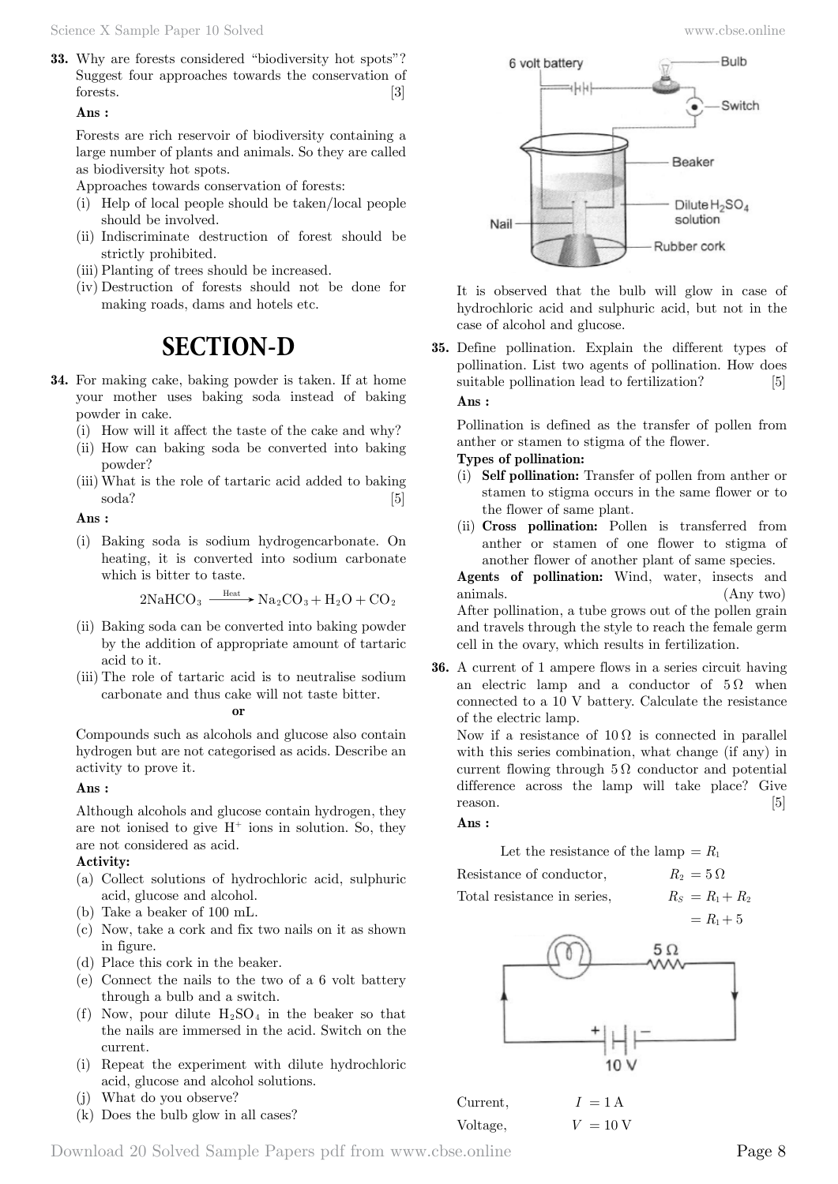**33.** Why are forests considered "biodiversity hot spots"? Suggest four approaches towards the conservation of forests. [3]

**Ans :**

Forests are rich reservoir of biodiversity containing a large number of plants and animals. So they are called as biodiversity hot spots.

Approaches towards conservation of forests:

(i) Help of local people should be taken/local people should be involved.

(ii) Indiscriminate destruction of forest should be strictly prohibited.

(iii) Planting of trees should be increased.

(iv) Destruction of forests should not be done for making roads, dams and hotels etc.

# SECTION-D

**34.** For making cake, baking powder is taken. If at home your mother uses baking soda instead of baking powder in cake.

(i) How will it affect the taste of the cake and why?

(ii) How can baking soda be converted into baking powder?

(iii) What is the role of tartaric acid added to baking soda? [5]

**Ans :**

(i) Baking soda is sodium hydrogencarbonate. On heating, it is converted into sodium carbonate which is bitter to taste.

$$2NaHCO_3 \xrightarrow{\text{Heat}} Na_2CO_3 + H_2O + CO_2$$

(ii) Baking soda can be converted into baking powder by the addition of appropriate amount of tartaric acid to it.

(iii) The role of tartaric acid is to neutralise sodium carbonate and thus cake will not taste bitter.

**or**

Compounds such as alcohols and glucose also contain hydrogen but are not categorised as acids. Describe an activity to prove it.

**Ans :**

Although alcohols and glucose contain hydrogen, they are not ionised to give $H^+$ ions in solution. So, they are not considered as acid.

**Activity:**

(a) Collect solutions of hydrochloric acid, sulphuric acid, glucose and alcohol.

(b) Take a beaker of 100 mL.

(c) Now, take a cork and fix two nails on it as shown in figure.

(d) Place this cork in the beaker.

(e) Connect the nails to the two of a 6 volt battery through a bulb and a switch.

(f) Now, pour dilute $H_2SO_4$ in the beaker so that the nails are immersed in the acid. Switch on the current.

(i) Repeat the experiment with dilute hydrochloric acid, glucose and alcohol solutions.

(j) What do you observe?

(k) Does the bulb glow in all cases?

6 volt battery, Bulb, Switch, Beaker, Dilute $H_2SO_4$ solution, Nail, Rubber cork

It is observed that the bulb will glow in case of hydrochloric acid and sulphuric acid, but not in the case of alcohol and glucose.

**35.** Define pollination. Explain the different types of pollination. List two agents of pollination. How does suitable pollination lead to fertilization? [5]

**Ans :**

Pollination is defined as the transfer of pollen from anther or stamen to stigma of the flower.

**Types of pollination:**

(i) **Self pollination:** Transfer of pollen from anther or stamen to stigma occurs in the same flower or to the flower of same plant.

(ii) **Cross pollination:** Pollen is transferred from anther or stamen of one flower to stigma of another flower of another plant of same species.

**Agents of pollination:** Wind, water, insects and animals. (Any two)

After pollination, a tube grows out of the pollen grain and travels through the style to reach the female germ cell in the ovary, which results in fertilization.

**36.** A current of 1 ampere flows in a series circuit having an electric lamp and a conductor of $5\,\Omega$ when connected to a 10 V battery. Calculate the resistance of the electric lamp.

Now if a resistance of $10\,\Omega$ is connected in parallel with this series combination, what change (if any) in current flowing through $5\,\Omega$ conductor and potential difference across the lamp will take place? Give reason. [5]

**Ans :**

Let the resistance of the lamp $= R_1$

Resistance of conductor, $R_2 = 5\,\Omega$

Total resistance in series, $R_S = R_1 + R_2$

$= R_1 + 5$

$5\,\Omega$, 10 V

Current, $I = 1\,\text{A}$

Voltage, $V = 10\,\text{V}$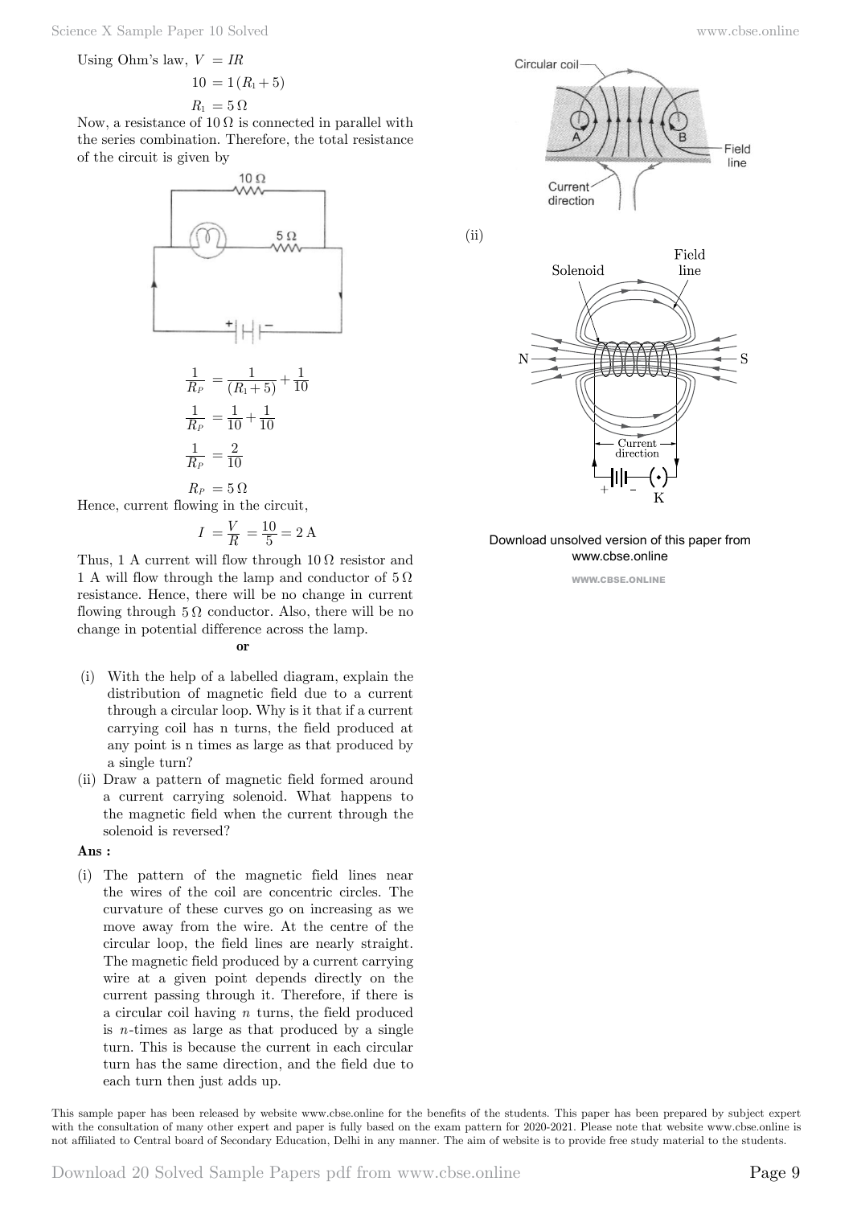Using Ohm's law, $V = IR$

$$10 = 1(R_1 + 5)$$

$$R_1 = 5\,\Omega$$

Now, a resistance of $10\,\Omega$ is connected in parallel with the series combination. Therefore, the total resistance of the circuit is given by

10 Ω

5 Ω

$$\frac{1}{R_P} = \frac{1}{(R_1+5)} + \frac{1}{10}$$

$$\frac{1}{R_P} = \frac{1}{10} + \frac{1}{10}$$

$$\frac{1}{R_P} = \frac{2}{10}$$

$$R_P = 5\,\Omega$$

Hence, current flowing in the circuit,

$$I = \frac{V}{R} = \frac{10}{5} = 2\text{ A}$$

Thus, 1 A current will flow through $10\,\Omega$ resistor and 1 A will flow through the lamp and conductor of $5\,\Omega$ resistance. Hence, there will be no change in current flowing through $5\,\Omega$ conductor. Also, there will be no change in potential difference across the lamp.

**or**

(i) With the help of a labelled diagram, explain the distribution of magnetic field due to a current through a circular loop. Why is it that if a current carrying coil has n turns, the field produced at any point is n times as large as that produced by a single turn?

(ii) Draw a pattern of magnetic field formed around a current carrying solenoid. What happens to the magnetic field when the current through the solenoid is reversed?

**Ans :**

(i) The pattern of the magnetic field lines near the wires of the coil are concentric circles. The curvature of these curves go on increasing as we move away from the wire. At the centre of the circular loop, the field lines are nearly straight. The magnetic field produced by a current carrying wire at a given point depends directly on the current passing through it. Therefore, if there is a circular coil having $n$ turns, the field produced is $n$-times as large as that produced by a single turn. This is because the current in each circular turn has the same direction, and the field due to each turn then just adds up.

Circular coil

A

B

Field line

Current direction

(ii)

Field line

Solenoid

N

S

Current direction

K

Download unsolved version of this paper from www.cbse.online

This sample paper has been released by website www.cbse.online for the benefits of the students. This paper has been prepared by subject expert with the consultation of many other expert and paper is fully based on the exam pattern for 2020-2021. Please note that website www.cbse.online is not affiliated to Central board of Secondary Education, Delhi in any manner. The aim of website is to provide free study material to the students.